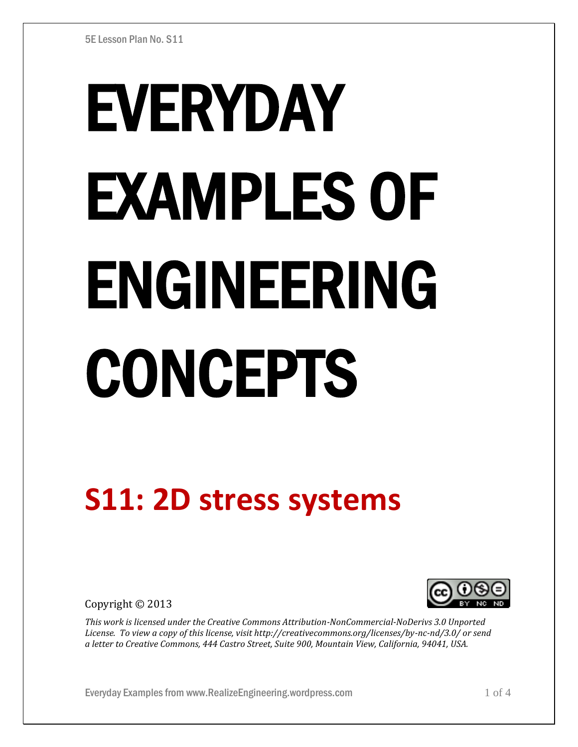5E Lesson Plan No. S11

# EVERYDAY EXAMPLES OF ENGINEERING CONCEPTS

## S11: 2D stress systems

Copyright © 2013

*This work is licensed under the Creative Commons Attribution-NonCommercial-NoDerivs 3.0 Unported License. To view a copy of this license, visit http://creativecommons.org/licenses/by-nc-nd/3.0/ or send a letter to Creative Commons, 444 Castro Street, Suite 900, Mountain View, California, 94041, USA.*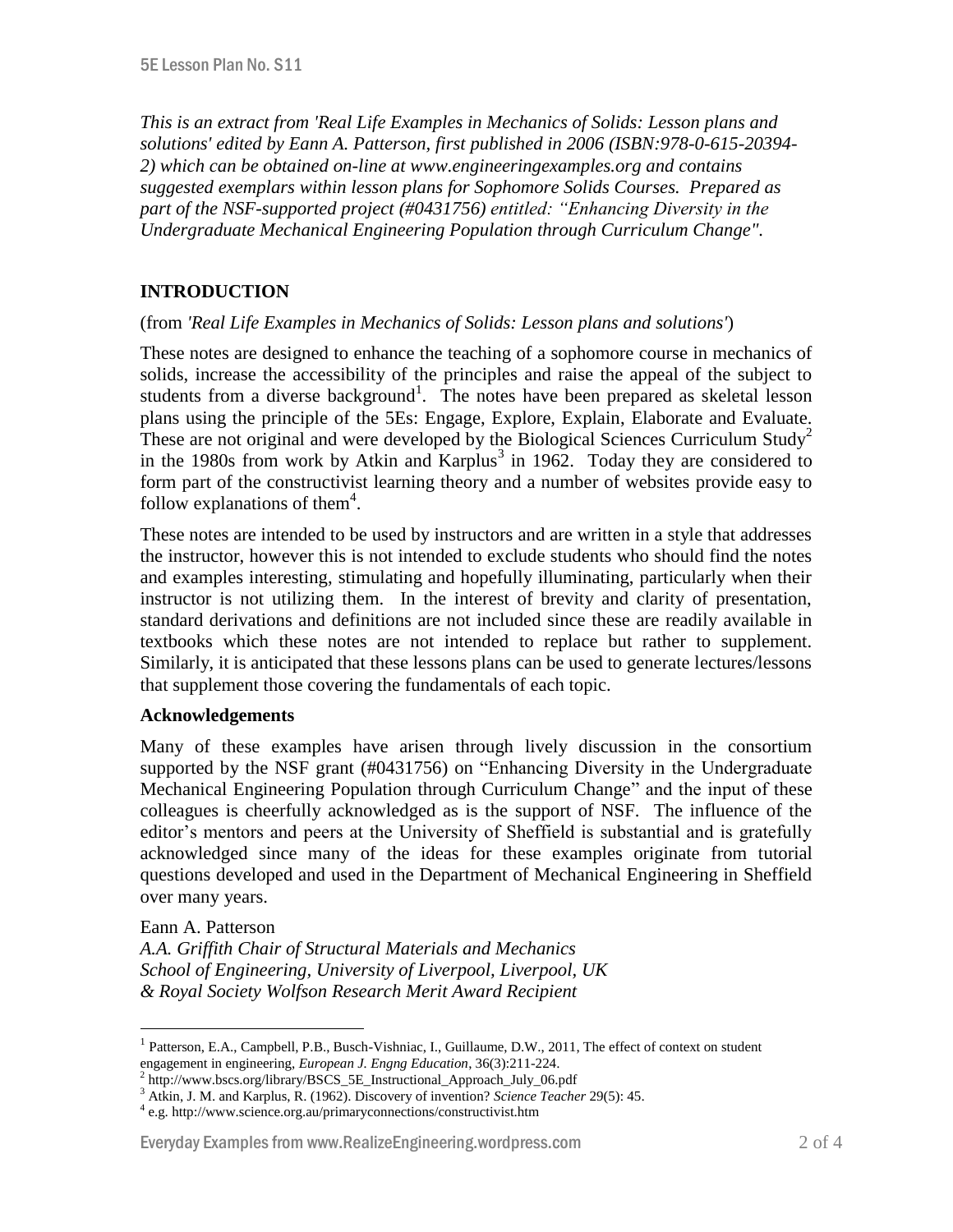*This is an extract from 'Real Life Examples in Mechanics of Solids: Lesson plans and solutions' edited by Eann A. Patterson, first published in 2006 (ISBN:978-0-615-20394-2) which can be obtained on-line at www.engineeringexamples.org and contains suggested exemplars within lesson plans for Sophomore Solids Courses. Prepared as part of the NSF-supported project (#0431756) entitled: "Enhancing Diversity in the Undergraduate Mechanical Engineering Population through Curriculum Change".*

## INTRODUCTION

(from *'Real Life Examples in Mechanics of Solids: Lesson plans and solutions'*)

These notes are designed to enhance the teaching of a sophomore course in mechanics of solids, increase the accessibility of the principles and raise the appeal of the subject to students from a diverse background[1]. The notes have been prepared as skeletal lesson plans using the principle of the 5Es: Engage, Explore, Explain, Elaborate and Evaluate. These are not original and were developed by the Biological Sciences Curriculum Study[2] in the 1980s from work by Atkin and Karplus[3] in 1962. Today they are considered to form part of the constructivist learning theory and a number of websites provide easy to follow explanations of them[4].

These notes are intended to be used by instructors and are written in a style that addresses the instructor, however this is not intended to exclude students who should find the notes and examples interesting, stimulating and hopefully illuminating, particularly when their instructor is not utilizing them. In the interest of brevity and clarity of presentation, standard derivations and definitions are not included since these are readily available in textbooks which these notes are not intended to replace but rather to supplement. Similarly, it is anticipated that these lessons plans can be used to generate lectures/lessons that supplement those covering the fundamentals of each topic.

### Acknowledgements

Many of these examples have arisen through lively discussion in the consortium supported by the NSF grant (#0431756) on "Enhancing Diversity in the Undergraduate Mechanical Engineering Population through Curriculum Change" and the input of these colleagues is cheerfully acknowledged as is the support of NSF. The influence of the editor's mentors and peers at the University of Sheffield is substantial and is gratefully acknowledged since many of the ideas for these examples originate from tutorial questions developed and used in the Department of Mechanical Engineering in Sheffield over many years.

Eann A. Patterson
*A.A. Griffith Chair of Structural Materials and Mechanics*
*School of Engineering, University of Liverpool, Liverpool, UK*
*& Royal Society Wolfson Research Merit Award Recipient*

---

[1] Patterson, E.A., Campbell, P.B., Busch-Vishniac, I., Guillaume, D.W., 2011, The effect of context on student engagement in engineering, *European J. Engng Education*, 36(3):211-224.

[2] http://www.bscs.org/library/BSCS_5E_Instructional_Approach_July_06.pdf

[3] Atkin, J. M. and Karplus, R. (1962). Discovery of invention? *Science Teacher* 29(5): 45.

[4] e.g. http://www.science.org.au/primaryconnections/constructivist.htm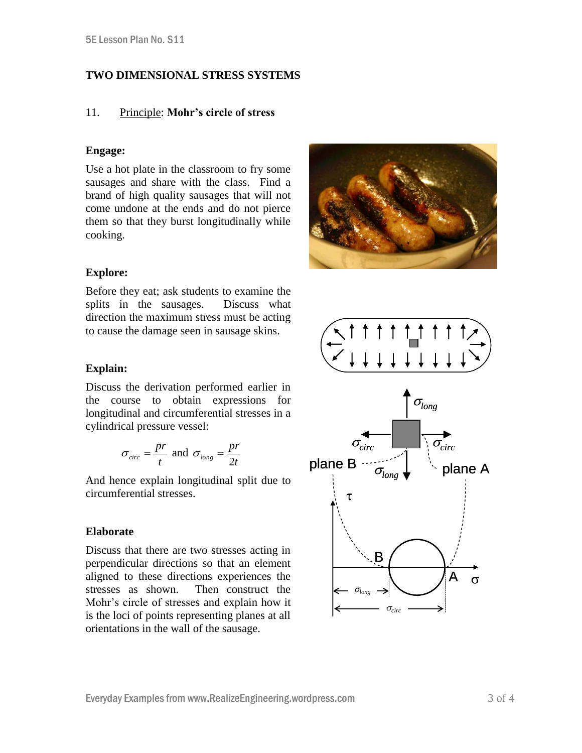## TWO DIMENSIONAL STRESS SYSTEMS

### 11. Principle: **Mohr's circle of stress**

**Engage:**

Use a hot plate in the classroom to fry some sausages and share with the class. Find a brand of high quality sausages that will not come undone at the ends and do not pierce them so that they burst longitudinally while cooking.

**Explore:**

Before they eat; ask students to examine the splits in the sausages. Discuss what direction the maximum stress must be acting to cause the damage seen in sausage skins.

**Explain:**

Discuss the derivation performed earlier in the course to obtain expressions for longitudinal and circumferential stresses in a cylindrical pressure vessel:

$$\sigma_{circ} = \frac{pr}{t} \text{ and } \sigma_{long} = \frac{pr}{2t}$$

And hence explain longitudinal split due to circumferential stresses.

**Elaborate**

Discuss that there are two stresses acting in perpendicular directions so that an element aligned to these directions experiences the stresses as shown. Then construct the Mohr's circle of stresses and explain how it is the loci of points representing planes at all orientations in the wall of the sausage.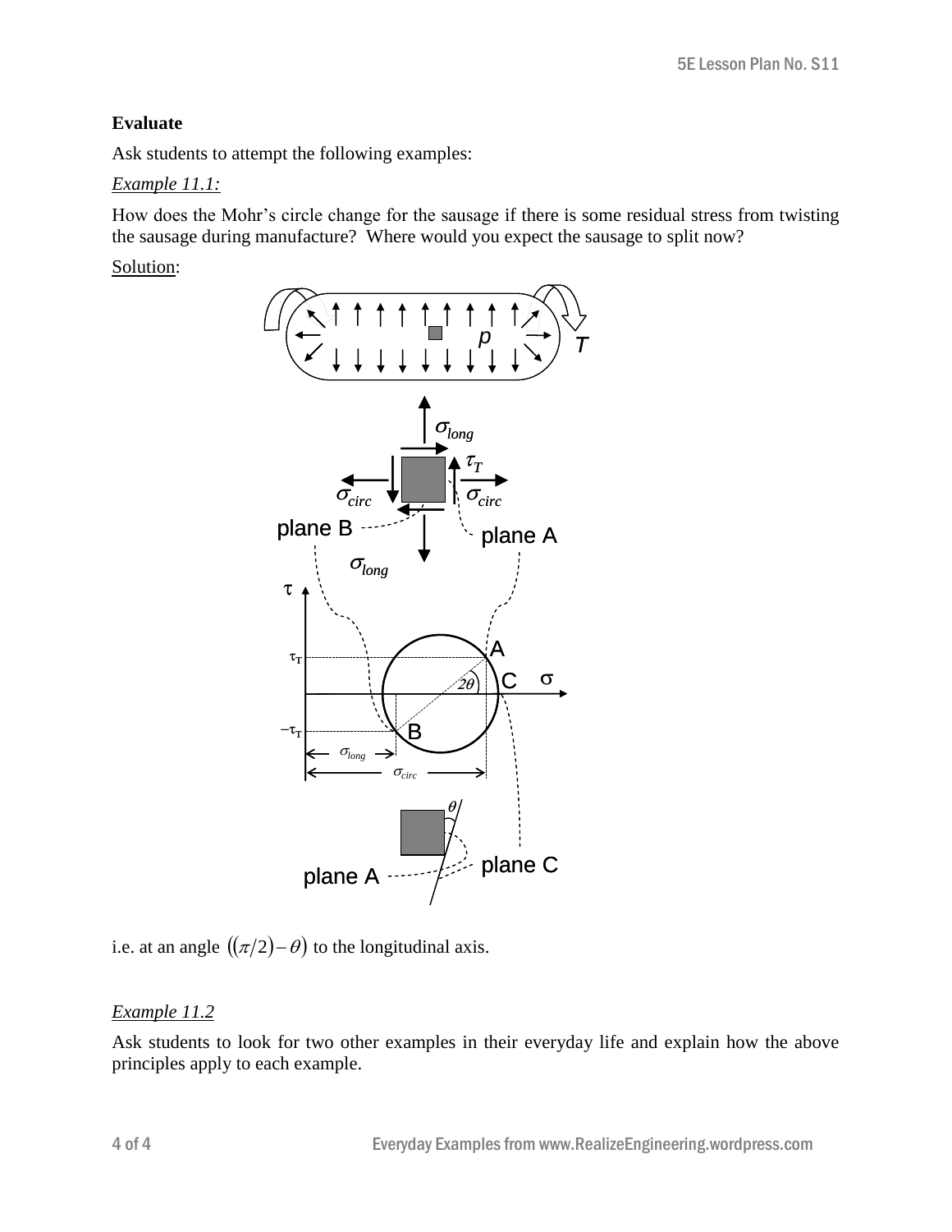**Evaluate**

Ask students to attempt the following examples:

*Example 11.1:*

How does the Mohr's circle change for the sausage if there is some residual stress from twisting the sausage during manufacture? Where would you expect the sausage to split now?

Solution:

p

T

$\sigma_{long}$

$\tau_T$

$\sigma_{circ}$

$\sigma_{circ}$

plane B

plane A

$\sigma_{long}$

$\tau$

A

$\tau_T$

$2\theta$

C

$\sigma$

$-\tau_T$

B

$\sigma_{long}$

$\sigma_{circ}$

$\theta$

plane C

plane A

i.e. at an angle $((\pi/2)-\theta)$ to the longitudinal axis.

*Example 11.2*

Ask students to look for two other examples in their everyday life and explain how the above principles apply to each example.